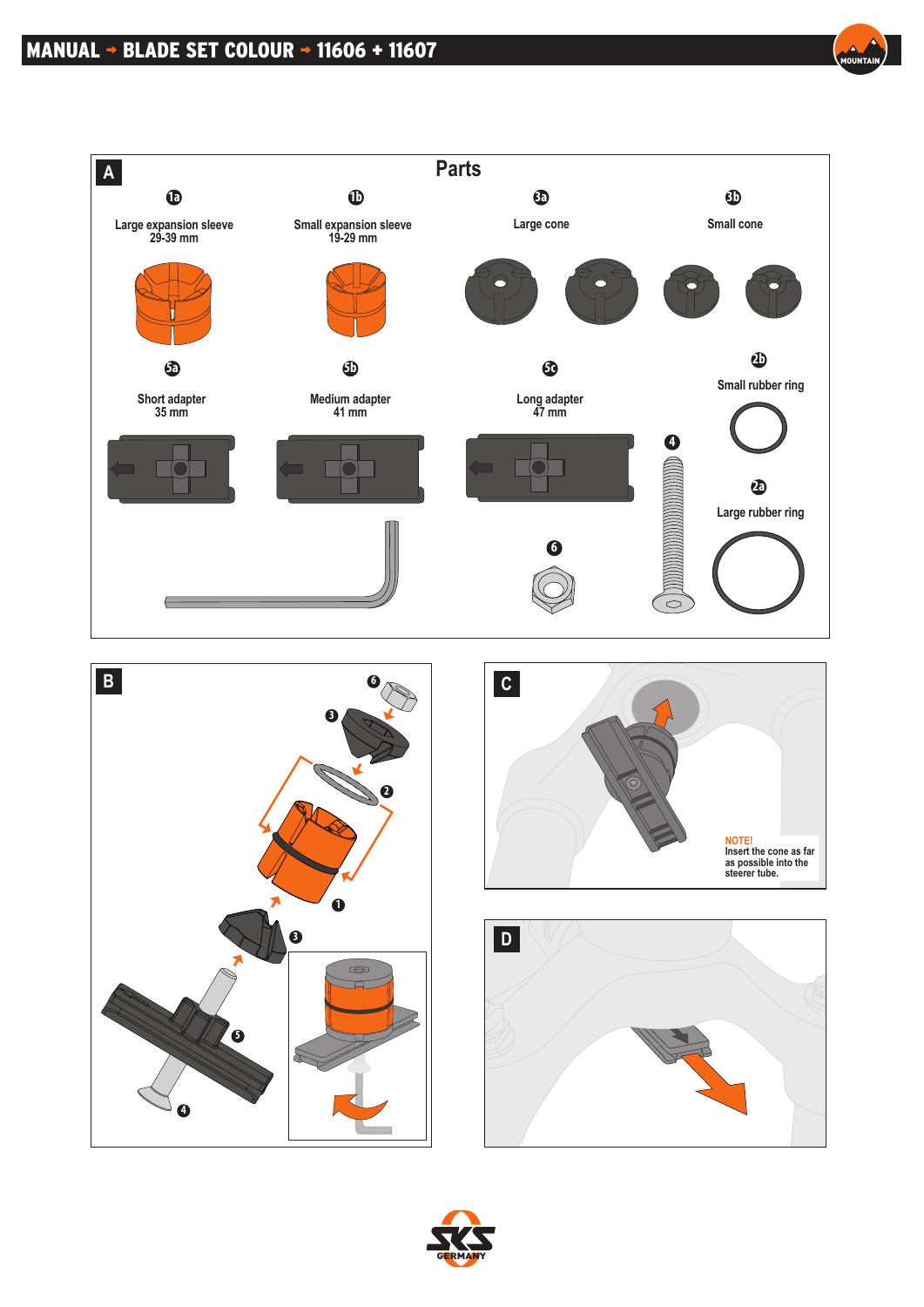# MANUAL → BLADE SET COLOUR → 11606 + 11607

## A

### Parts

- 1a Large expansion sleeve 29-39 mm
- 1b Small expansion sleeve 19-29 mm
- 3a Large cone
- 3b Small cone
- 5a Short adapter 35 mm
- 5b Medium adapter 41 mm
- 5c Long adapter 47 mm
- 2b Small rubber ring
- 4
- 2a Large rubber ring
- 6

## B

6, 3, 2, 1, 3, 5, 4

## C

NOTE!
Insert the cone as far as possible into the steerer tube.

## D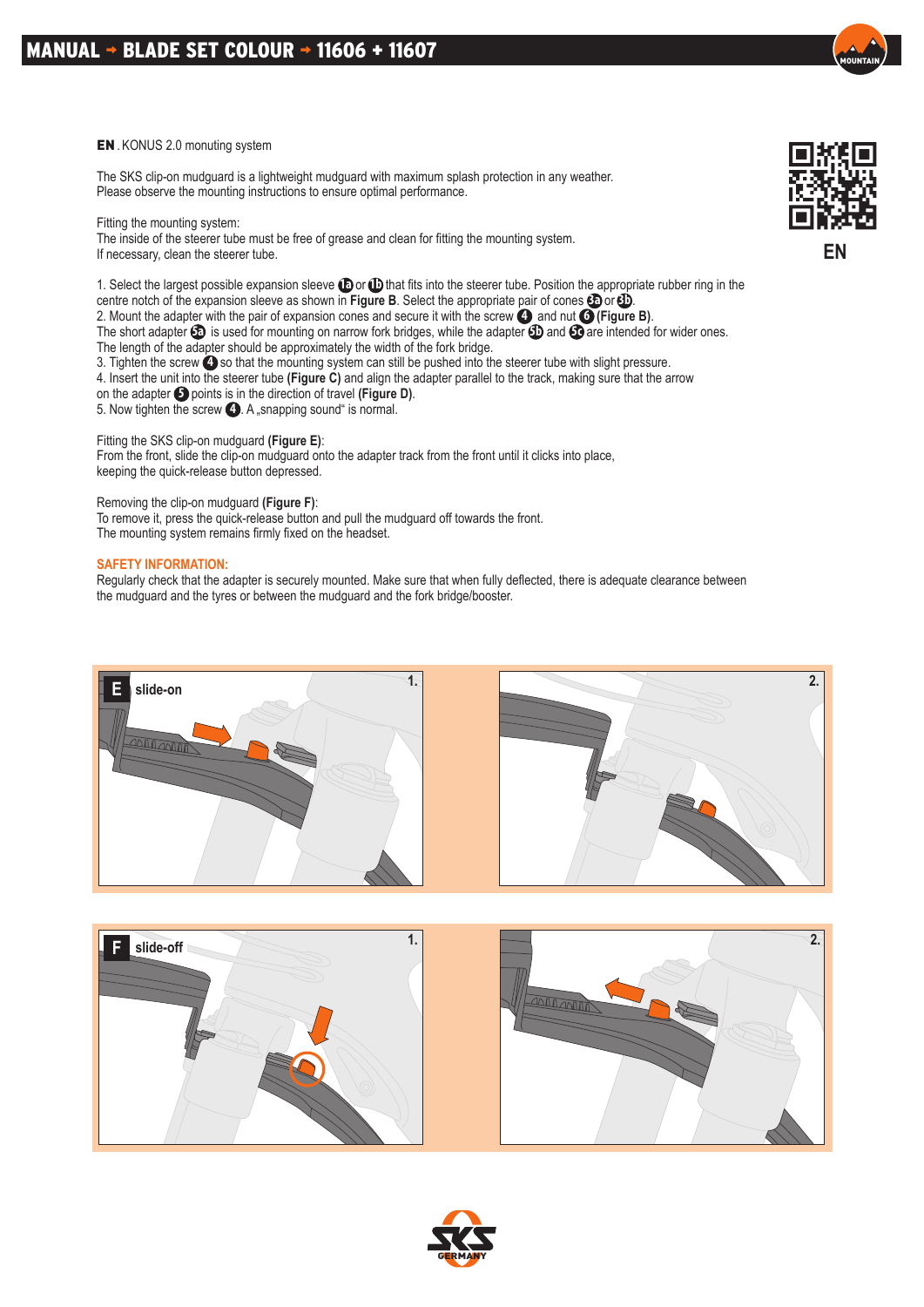# MANUAL → BLADE SET COLOUR → 11606 + 11607

**EN** . KONUS 2.0 monuting system

The SKS clip-on mudguard is a lightweight mudguard with maximum splash protection in any weather.
Please observe the mounting instructions to ensure optimal performance.

Fitting the mounting system:
The inside of the steerer tube must be free of grease and clean for fitting the mounting system.
If necessary, clean the steerer tube.

1. Select the largest possible expansion sleeve 1a or 1b that fits into the steerer tube. Position the appropriate rubber ring in the centre notch of the expansion sleeve as shown in **Figure B**. Select the appropriate pair of cones 3a or 3b.
2. Mount the adapter with the pair of expansion cones and secure it with the screw 4 and nut 6 **(Figure B)**.
The short adapter 5a is used for mounting on narrow fork bridges, while the adapter 5b and 5c are intended for wider ones.
The length of the adapter should be approximately the width of the fork bridge.
3. Tighten the screw 4 so that the mounting system can still be pushed into the steerer tube with slight pressure.
4. Insert the unit into the steerer tube **(Figure C)** and align the adapter parallel to the track, making sure that the arrow on the adapter 5 points is in the direction of travel **(Figure D)**.
5. Now tighten the screw 4. A „snapping sound“ is normal.

Fitting the SKS clip-on mudguard **(Figure E)**:
From the front, slide the clip-on mudguard onto the adapter track from the front until it clicks into place, keeping the quick-release button depressed.

Removing the clip-on mudguard **(Figure F)**:
To remove it, press the quick-release button and pull the mudguard off towards the front.
The mounting system remains firmly fixed on the headset.

**SAFETY INFORMATION:**
Regularly check that the adapter is securely mounted. Make sure that when fully deflected, there is adequate clearance between the mudguard and the tyres or between the mudguard and the fork bridge/booster.

E slide-on

F slide-off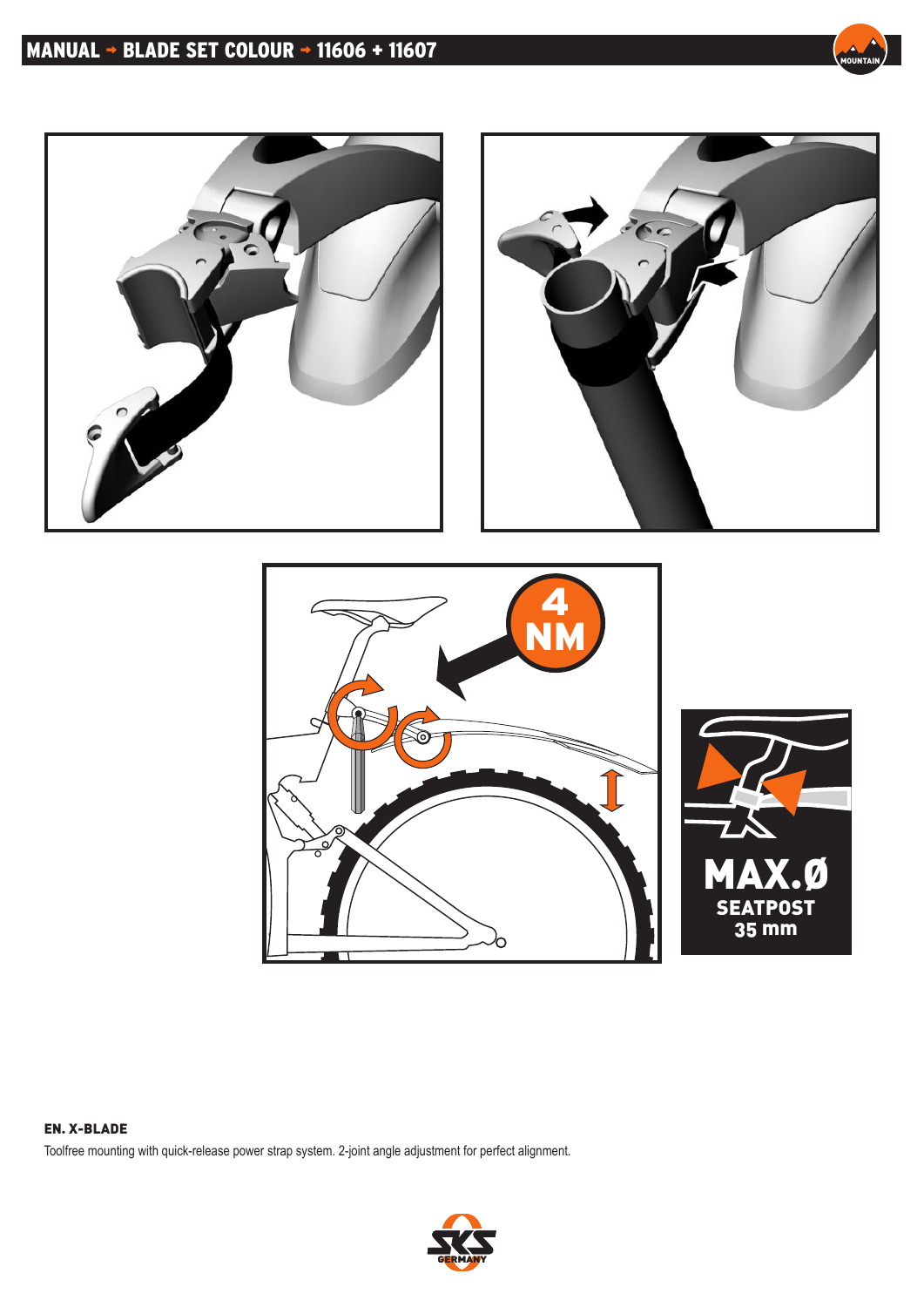4 NM

MAX.Ø
SEATPOST
35 mm

**EN. X-BLADE**

Toolfree mounting with quick-release power strap system. 2-joint angle adjustment for perfect alignment.